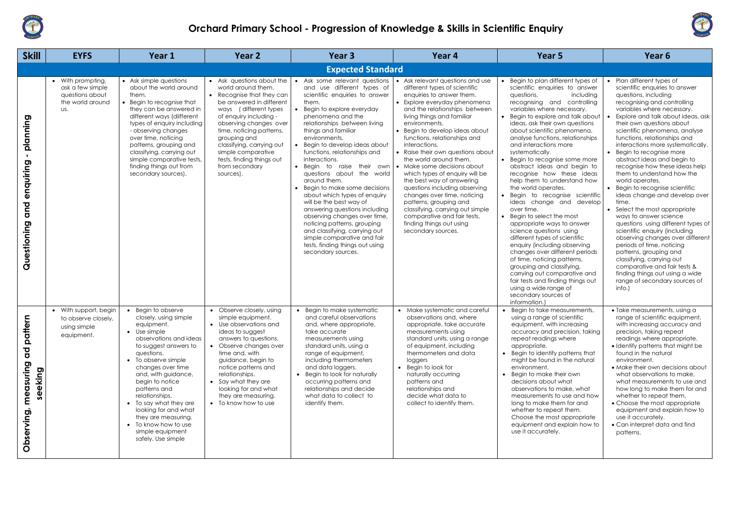# Orchard Primary School - Progression of Knowledge & Skills in Scientific Enquiry

| Skill | EYFS | Year 1 | Year 2 | Year 3 | Year 4 | Year 5 | Year 6 |
|---|---|---|---|---|---|---|---|
| | | | | **Expected Standard** | | | |
| **Questioning and enquiring - planning** | • With prompting, ask a few simple questions about the world around us. | • Ask simple questions about the world around them.<br>• Begin to recognise that they can be answered in different ways (diifferent types of enquiry including - observing changes over time, noticing patterns, grouping and classifying, carrying out simple comparative tests, finding things out from secondary sources). | • Ask questions about the world around them.<br>• Recognise that they can be answered in different ways ( different types of enquiry including - observing changes over time, noticing patterns, grouping and classifying, carrying out simple comparative tests, finding things out from secondary sources). | • Ask some relevant questions and use different types of scientific enquiries to answer them.<br>• Begin to explore everyday phenomena and the relationships between living things and familiar environments.<br>• Begin to develop ideas about functions, relationships and interactions.<br>• Begin to raise their own questions about the world around them.<br>• Begin to make some decisions about which types of enquiry will be the best way of answering questions including observing changes over time, noticing patterns, grouping and classifying, carrying out simple comparative and fair tests, finding things out using secondary sources. | • Ask relevant questions and use different types of scientific enquiries to answer them.<br>• Explore everyday phenomena and the relationships between living things and familiar environments.<br>• Begin to develop ideas about functions, relationships and interactions.<br>• Raise their own questions about the world around them.<br>• Make some decisions about which types of enquiry will be the best way of answering questions including observing changes over time, noticing patterns, grouping and classifying, carrying out simple comparative and fair tests, finding things out using secondary sources. | • Begin to plan different types of scientific enquiries to answer questions, including recognising and controlling variables where necessary.<br>• Begin to explore and talk about ideas, ask their own questions about scientific phenomena, analyse functions, relationships and interactions more systematically.<br>• Begin to recognise some more abstract ideas and begin to recognise how these ideas help them to understand how the world operates.<br>• Begin to recognise scientific ideas change and develop over time.<br>• Begin to select the most appropriate ways to answer science questions using different types of scientific enquiry (including observing changes over different periods of time, noticing patterns, grouping and classifying, carrying out comparative and fair tests and finding things out using a wide range of secondary sources of information.) | • Plan different types of scientific enquiries to answer questions, including recognising and controlling variables where necessary.<br>• Explore and talk about ideas, ask their own questions about scientific phenomena, analyse functions, relationships and interactions more systematically.<br>• Begin to recognise more abstract ideas and begin to recognise how these ideas help them to understand how the world operates.<br>• Begin to recognise scientific ideas change and develop over time.<br>• Select the most appropriate ways to answer science questions using different types of scientific enquiry (including observing changes over different periods of time, noticing patterns, grouping and classifying, carrying out comparative and fair tests & finding things out using a wide range of secondary sources of info.) |
| **Observing, measuring ad pattern seeking** | • With support, begin to observe closely, using simple equipment. | • Begin to observe closely, using simple equipment.<br>• Use simple observations and ideas to suggest answers to questions.<br>• To observe simple changes over time and, with guidance, begin to notice patterns and relationships.<br>• To say what they are looking for and what they are measuring.<br>• To know how to use simple equipment safely. Use simple | • Observe closely, using simple equipment.<br>• Use observations and ideas to suggest answers to questions.<br>• Observe changes over time and, with guidance, begin to notice patterns and relationships.<br>• Say what they are looking for and what they are measuring.<br>• To know how to use | • Begin to make systematic and careful observations and, where appropriate, take accurate measurements using standard units, using a range of equipment, including thermometers and data loggers.<br>• Begin to look for naturally occurring patterns and relationships and decide what data to collect to identify them. | • Make systematic and careful observations and, where appropriate, take accurate measurements using standard units, using a range of equipment, including thermometers and data loggers<br>• Begin to look for naturally occurring patterns and relationships and decide what data to collect to identify them. | • Begin to take measurements, using a range of scientific equipment, with increasing accuracy and precision, taking repeat readings where appropriate.<br>• Begin to identify patterns that might be found in the natural environment.<br>• Begin to make their own decisions about what observations to make, what measurements to use and how long to make them for and whether to repeat them. Choose the most appropriate equipment and explain how to use it accurately. | • Take measurements, using a range of scientific equipment, with increasing accuracy and precision, taking repeat readings where appropriate.<br>• Identify patterns that might be found in the natural environment.<br>• Make their own decisions about what observations to make, what measurements to use and how long to make them for and whether to repeat them.<br>• Choose the most appropriate equipment and explain how to use it accurately.<br>• Can interpret data and find patterns. |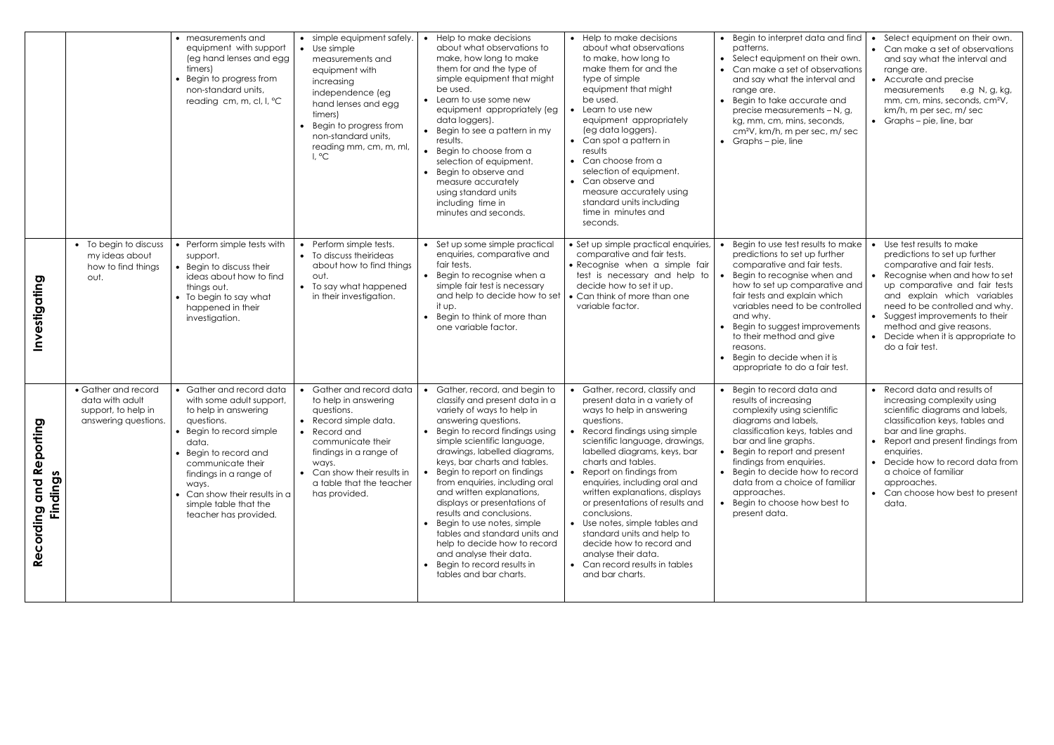| | | | | | | | |
|---|---|---|---|---|---|---|---|
| | | • measurements and equipment with support (eg hand lenses and egg timers)<br>• Begin to progress from non-standard units, reading cm, m, cl, l, °C | • simple equipment safely.<br>• Use simple measurements and equipment with increasing independence (eg hand lenses and egg timers)<br>• Begin to progress from non-standard units, reading mm, cm, m, ml, l, °C | • Help to make decisions about what observations to make, how long to make them for and the type of simple equipment that might be used.<br>• Learn to use some new equipment appropriately (eg data loggers).<br>• Begin to see a pattern in my results.<br>• Begin to choose from a selection of equipment.<br>• Begin to observe and measure accurately using standard units including time in minutes and seconds. | • Help to make decisions about what observations to make, how long to make them for and the type of simple equipment that might be used.<br>• Learn to use new equipment appropriately (eg data loggers).<br>• Can spot a pattern in results<br>• Can choose from a selection of equipment.<br>• Can observe and measure accurately using standard units including time in minutes and seconds. | • Begin to interpret data and find patterns.<br>• Select equipment on their own.<br>• Can make a set of observations and say what the interval and range are.<br>• Begin to take accurate and precise measurements – N, g, kg, mm, cm, mins, seconds, cm²V, km/h, m per sec, m/ sec<br>• Graphs – pie, line | • Select equipment on their own.<br>• Can make a set of observations and say what the interval and range are.<br>• Accurate and precise measurements e.g N, g, kg, mm, cm, mins, seconds, cm²V, km/h, m per sec, m/ sec<br>• Graphs – pie, line, bar |
| **Investigating** | • To begin to discuss my ideas about how to find things out. | • Perform simple tests with support.<br>• Begin to discuss their ideas about how to find things out.<br>• To begin to say what happened in their investigation. | • Perform simple tests.<br>• To discuss theirideas about how to find things out.<br>• To say what happened in their investigation. | • Set up some simple practical enquiries, comparative and fair tests.<br>• Begin to recognise when a simple fair test is necessary and help to decide how to set it up.<br>• Begin to think of more than one variable factor. | • Set up simple practical enquiries, comparative and fair tests.<br>• Recognise when a simple fair test is necessary and help to decide how to set it up.<br>• Can think of more than one variable factor. | • Begin to use test results to make predictions to set up further comparative and fair tests.<br>• Begin to recognise when and how to set up comparative and fair tests and explain which variables need to be controlled and why.<br>• Begin to suggest improvements to their method and give reasons.<br>• Begin to decide when it is appropriate to do a fair test. | • Use test results to make predictions to set up further comparative and fair tests.<br>• Recognise when and how to set up comparative and fair tests and explain which variables need to be controlled and why.<br>• Suggest improvements to their method and give reasons.<br>• Decide when it is appropriate to do a fair test. |
| **Recording and Reporting Findings** | • Gather and record data with adult support, to help in answering questions. | • Gather and record data with some adult support, to help in answering questions.<br>• Begin to record simple data.<br>• Begin to record and communicate their findings in a range of ways.<br>• Can show their results in a simple table that the teacher has provided. | • Gather and record data to help in answering questions.<br>• Record simple data.<br>• Record and communicate their findings in a range of ways.<br>• Can show their results in a table that the teacher has provided. | • Gather, record, and begin to classify and present data in a variety of ways to help in answering questions.<br>• Begin to record findings using simple scientific language, drawings, labelled diagrams, keys, bar charts and tables.<br>• Begin to report on findings from enquiries, including oral and written explanations, displays or presentations of results and conclusions.<br>• Begin to use notes, simple tables and standard units and help to decide how to record and analyse their data.<br>• Begin to record results in tables and bar charts. | • Gather, record, classify and present data in a variety of ways to help in answering questions.<br>• Record findings using simple scientific language, drawings, labelled diagrams, keys, bar charts and tables.<br>• Report on findings from enquiries, including oral and written explanations, displays or presentations of results and conclusions.<br>• Use notes, simple tables and standard units and help to decide how to record and analyse their data.<br>• Can record results in tables and bar charts. | • Begin to record data and results of increasing complexity using scientific diagrams and labels, classification keys, tables and bar and line graphs.<br>• Begin to report and present findings from enquiries.<br>• Begin to decide how to record data from a choice of familiar approaches.<br>• Begin to choose how best to present data. | • Record data and results of increasing complexity using scientific diagrams and labels, classification keys, tables and bar and line graphs.<br>• Report and present findings from enquiries.<br>• Decide how to record data from a choice of familiar approaches.<br>• Can choose how best to present data. |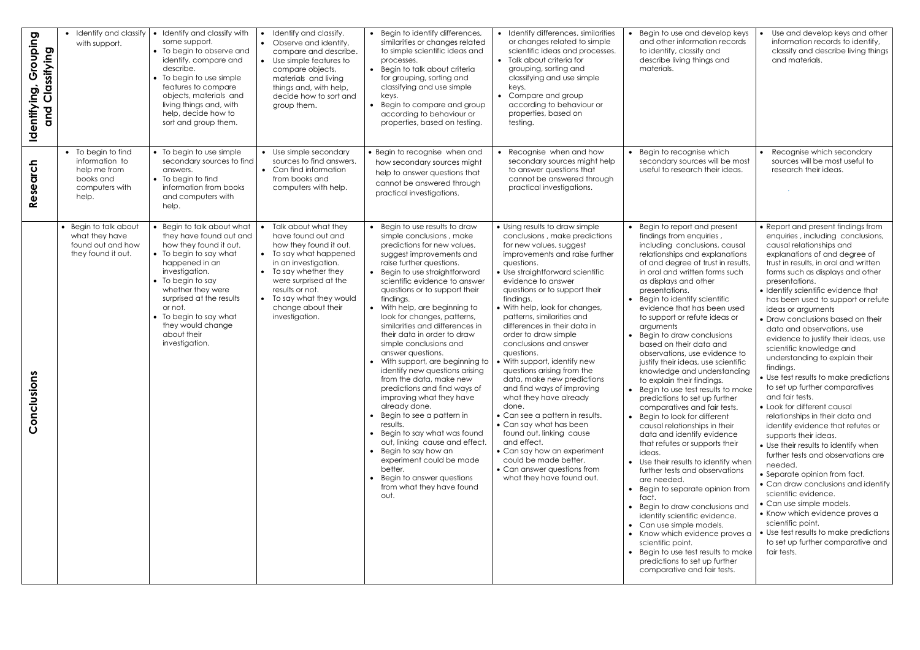| | | | | | | | |
|---|---|---|---|---|---|---|---|
| **Identifying, Grouping and Classifying** | • Identify and classify with support. | • Identify and classify with some support.<br>• To begin to observe and identify, compare and describe.<br>• To begin to use simple features to compare objects, materials and living things and, with help, decide how to sort and group them. | • Identify and classify.<br>• Observe and identify, compare and describe.<br>• Use simple features to compare objects, materials and living things and, with help, decide how to sort and group them. | • Begin to identify differences, similarities or changes related to simple scientific ideas and processes.<br>• Begin to talk about criteria for grouping, sorting and classifying and use simple keys.<br>• Begin to compare and group according to behaviour or properties, based on testing. | • Identify differences, similarities or changes related to simple scientific ideas and processes.<br>• Talk about criteria for grouping, sorting and classifying and use simple keys.<br>• Compare and group according to behaviour or properties, based on testing. | • Begin to use and develop keys and other information records to identify, classify and describe living things and materials. | • Use and develop keys and other information records to identify, classify and describe living things and materials. |
| **Research** | • To begin to find information to help me from books and computers with help. | • To begin to use simple secondary sources to find answers.<br>• To begin to find information from books and computers with help. | • Use simple secondary sources to find answers.<br>• Can find information from books and computers with help. | • Begin to recognise when and how secondary sources might help to answer questions that cannot be answered through practical investigations. | • Recognise when and how secondary sources might help to answer questions that cannot be answered through practical investigations. | • Begin to recognise which secondary sources will be most useful to research their ideas. | • Recognise which secondary sources will be most useful to research their ideas. |
| **Conclusions** | • Begin to talk about what they have found out and how they found it out. | • Begin to talk about what they have found out and how they found it out.<br>• To begin to say what happened in an investigation.<br>• To begin to say whether they were surprised at the results or not.<br>• To begin to say what they would change about their investigation. | • Talk about what they have found out and how they found it out.<br>• To say what happened in an investigation.<br>• To say whether they were surprised at the results or not.<br>• To say what they would change about their investigation. | • Begin to use results to draw simple conclusions , make predictions for new values, suggest improvements and raise further questions.<br>• Begin to use straightforward scientific evidence to answer questions or to support their findings.<br>• With help, are beginning to look for changes, patterns, similarities and differences in their data in order to draw simple conclusions and answer questions.<br>• With support, are beginning to identify new questions arising from the data, make new predictions and find ways of improving what they have already done.<br>• Begin to see a pattern in results.<br>• Begin to say what was found out, linking cause and effect.<br>• Begin to say how an experiment could be made better.<br>• Begin to answer questions from what they have found out. | • Using results to draw simple conclusions , make predictions for new values, suggest improvements and raise further questions.<br>• Use straightforward scientific evidence to answer questions or to support their findings.<br>• With help, look for changes, patterns, similarities and differences in their data in order to draw simple conclusions and answer questions.<br>• With support, identify new questions arising from the data, make new predictions and find ways of improving what they have already done.<br>• Can see a pattern in results.<br>• Can say what has been found out, linking cause and effect.<br>• Can say how an experiment could be made better.<br>• Can answer questions from what they have found out. | • Begin to report and present findings from enquiries , including conclusions, causal relationships and explanations of and degree of trust in results, in oral and written forms such as displays and other presentations.<br>• Begin to identify scientific evidence that has been used to support or refute ideas or arguments<br>• Begin to draw conclusions based on their data and observations, use evidence to justify their ideas, use scientific knowledge and understanding to explain their findings.<br>• Begin to use test results to make predictions to set up further comparatives and fair tests.<br>• Begin to look for different causal relationships in their data and identify evidence that refutes or supports their ideas.<br>• Use their results to identify when further tests and observations are needed.<br>• Begin to separate opinion from fact.<br>• Begin to draw conclusions and identify scientific evidence.<br>• Can use simple models.<br>• Know which evidence proves a scientific point.<br>• Begin to use test results to make predictions to set up further comparative and fair tests. | • Report and present findings from enquiries , including conclusions, causal relationships and explanations of and degree of trust in results, in oral and written forms such as displays and other presentations.<br>• Identify scientific evidence that has been used to support or refute ideas or arguments<br>• Draw conclusions based on their data and observations, use evidence to justify their ideas, use scientific knowledge and understanding to explain their findings.<br>• Use test results to make predictions to set up further comparatives and fair tests.<br>• Look for different causal relationships in their data and identify evidence that refutes or supports their ideas.<br>• Use their results to identify when further tests and observations are needed.<br>• Separate opinion from fact.<br>• Can draw conclusions and identify scientific evidence.<br>• Can use simple models.<br>• Know which evidence proves a scientific point.<br>• Use test results to make predictions to set up further comparative and fair tests. |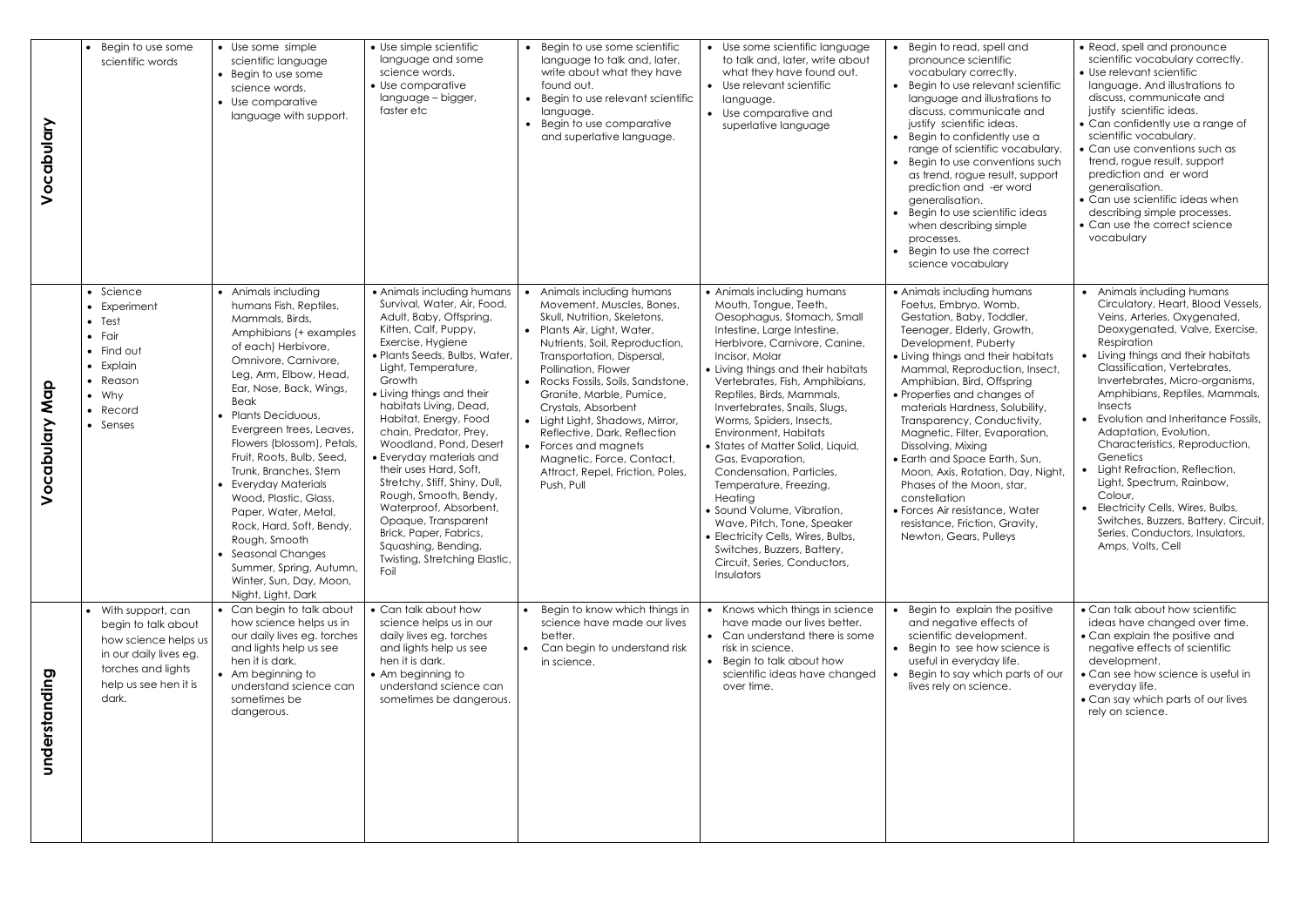| | | | | | | | |
|---|---|---|---|---|---|---|---|
| **Vocabulary** | • Begin to use some scientific words | • Use some simple scientific language<br>• Begin to use some science words.<br>• Use comparative language with support. | • Use simple scientific language and some science words.<br>• Use comparative language – bigger, faster etc | • Begin to use some scientific language to talk and, later, write about what they have found out.<br>• Begin to use relevant scientific language.<br>• Begin to use comparative and superlative language. | • Use some scientific language to talk and, later, write about what they have found out.<br>• Use relevant scientific language.<br>• Use comparative and superlative language | • Begin to read, spell and pronounce scientific vocabulary correctly.<br>• Begin to use relevant scientific language and illustrations to discuss, communicate and justify scientific ideas.<br>• Begin to confidently use a range of scientific vocabulary.<br>• Begin to use conventions such as trend, rogue result, support prediction and -er word generalisation.<br>• Begin to use scientific ideas when describing simple processes.<br>• Begin to use the correct science vocabulary | • Read, spell and pronounce scientific vocabulary correctly.<br>• Use relevant scientific language. And illustrations to discuss, communicate and justify scientific ideas.<br>• Can confidently use a range of scientific vocabulary.<br>• Can use conventions such as trend, rogue result, support prediction and er word generalisation.<br>• Can use scientific ideas when describing simple processes.<br>• Can use the correct science vocabulary |
| **Vocabulary Map** | • Science<br>• Experiment<br>• Test<br>• Fair<br>• Find out<br>• Explain<br>• Reason<br>• Why<br>• Record<br>• Senses | • Animals including humans Fish, Reptiles, Mammals, Birds, Amphibians (+ examples of each) Herbivore, Omnivore, Carnivore, Leg, Arm, Elbow, Head, Ear, Nose, Back, Wings, Beak<br>• Plants Deciduous, Evergreen trees, Leaves, Flowers (blossom), Petals, Fruit, Roots, Bulb, Seed, Trunk, Branches, Stem<br>• Everyday Materials Wood, Plastic, Glass, Paper, Water, Metal, Rock, Hard, Soft, Bendy, Rough, Smooth<br>• Seasonal Changes Summer, Spring, Autumn, Winter, Sun, Day, Moon, Night, Light, Dark | • Animals including humans Survival, Water, Air, Food, Adult, Baby, Offspring, Kitten, Calf, Puppy, Exercise, Hygiene<br>• Plants Seeds, Bulbs, Water, Light, Temperature, Growth<br>• Living things and their habitats Living, Dead, Habitat, Energy, Food chain, Predator, Prey, Woodland, Pond, Desert<br>• Everyday materials and their uses Hard, Soft, Stretchy, Stiff, Shiny, Dull, Rough, Smooth, Bendy, Waterproof, Absorbent, Opaque, Transparent Brick, Paper, Fabrics, Squashing, Bending, Twisting, Stretching Elastic, Foil | • Animals including humans Movement, Muscles, Bones, Skull, Nutrition, Skeletons,<br>• Plants Air, Light, Water, Nutrients, Soil, Reproduction, Transportation, Dispersal, Pollination, Flower<br>• Rocks Fossils, Soils, Sandstone, Granite, Marble, Pumice, Crystals, Absorbent<br>• Light Light, Shadows, Mirror, Reflective, Dark, Reflection<br>• Forces and magnets Magnetic, Force, Contact, Attract, Repel, Friction, Poles, Push, Pull | • Animals including humans Mouth, Tongue, Teeth, Oesophagus, Stomach, Small Intestine, Large Intestine, Herbivore, Carnivore, Canine, Incisor, Molar<br>• Living things and their habitats Vertebrates, Fish, Amphibians, Reptiles, Birds, Mammals, Invertebrates, Snails, Slugs, Worms, Spiders, Insects, Environment, Habitats<br>• States of Matter Solid, Liquid, Gas, Evaporation, Condensation, Particles, Temperature, Freezing, Heating<br>• Sound Volume, Vibration, Wave, Pitch, Tone, Speaker<br>• Electricity Cells, Wires, Bulbs, Switches, Buzzers, Battery, Circuit, Series, Conductors, Insulators | • Animals including humans Foetus, Embryo, Womb, Gestation, Baby, Toddler, Teenager, Elderly, Growth, Development, Puberty<br>• Living things and their habitats Mammal, Reproduction, Insect, Amphibian, Bird, Offspring<br>• Properties and changes of materials Hardness, Solubility, Transparency, Conductivity, Magnetic, Filter, Evaporation, Dissolving, Mixing<br>• Earth and Space Earth, Sun, Moon, Axis, Rotation, Day, Night, Phases of the Moon, star, constellation<br>• Forces Air resistance, Water resistance, Friction, Gravity, Newton, Gears, Pulleys | • Animals including humans Circulatory, Heart, Blood Vessels, Veins, Arteries, Oxygenated, Deoxygenated, Valve, Exercise, Respiration<br>• Living things and their habitats Classification, Vertebrates, Invertebrates, Micro-organisms, Amphibians, Reptiles, Mammals, Insects<br>• Evolution and Inheritance Fossils, Adaptation, Evolution, Characteristics, Reproduction, Genetics<br>• Light Refraction, Reflection, Light, Spectrum, Rainbow, Colour,<br>• Electricity Cells, Wires, Bulbs, Switches, Buzzers, Battery, Circuit, Series, Conductors, Insulators, Amps, Volts, Cell |
| **understanding** | • With support, can begin to talk about how science helps us in our daily lives eg. torches and lights help us see hen it is dark. | • Can begin to talk about how science helps us in our daily lives eg. torches and lights help us see hen it is dark.<br>• Am beginning to understand science can sometimes be dangerous. | • Can talk about how science helps us in our daily lives eg. torches and lights help us see hen it is dark.<br>• Am beginning to understand science can sometimes be dangerous. | • Begin to know which things in science have made our lives better.<br>• Can begin to understand risk in science. | • Knows which things in science have made our lives better.<br>• Can understand there is some risk in science.<br>• Begin to talk about how scientific ideas have changed over time. | • Begin to explain the positive and negative effects of scientific development.<br>• Begin to see how science is useful in everyday life.<br>• Begin to say which parts of our lives rely on science. | • Can talk about how scientific ideas have changed over time.<br>• Can explain the positive and negative effects of scientific development.<br>• Can see how science is useful in everyday life.<br>• Can say which parts of our lives rely on science. |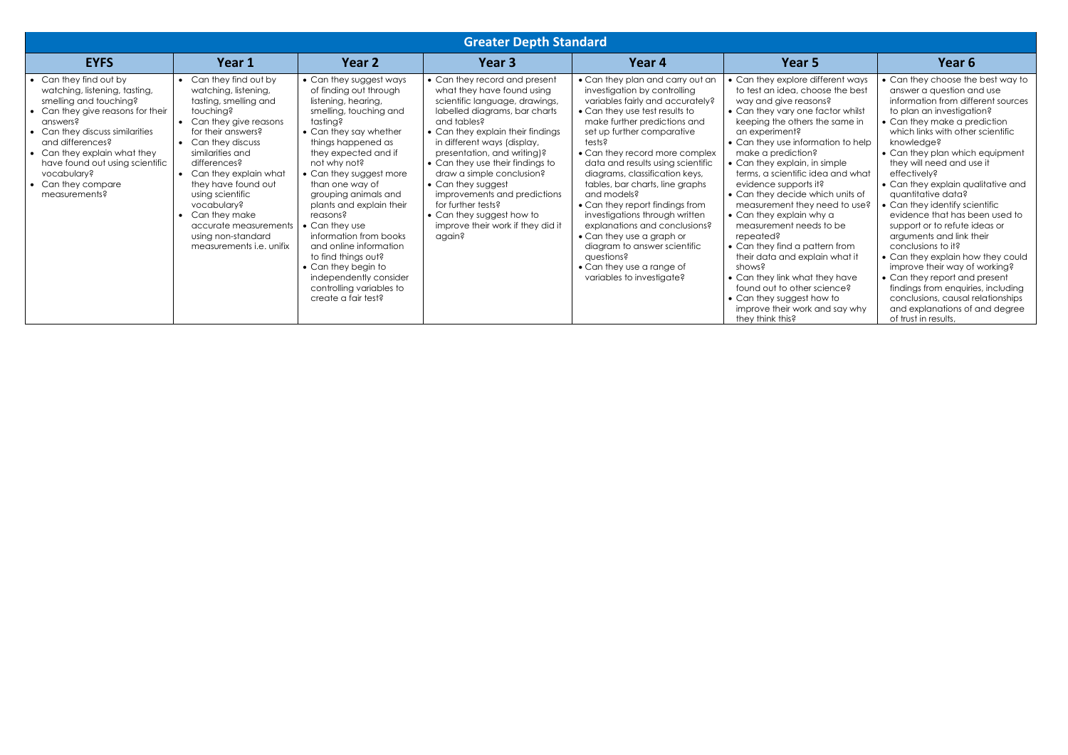| Greater Depth Standard | | | | | | |
|---|---|---|---|---|---|---|
| **EYFS** | **Year 1** | **Year 2** | **Year 3** | **Year 4** | **Year 5** | **Year 6** |
| • Can they find out by watching, listening, tasting, smelling and touching?<br>• Can they give reasons for their answers?<br>• Can they discuss similarities and differences?<br>• Can they explain what they have found out using scientific vocabulary?<br>• Can they compare measurements? | • Can they find out by watching, listening, tasting, smelling and touching?<br>• Can they give reasons for their answers?<br>• Can they discuss similarities and differences?<br>• Can they explain what they have found out using scientific vocabulary?<br>• Can they make accurate measurements using non-standard measurements i.e. unifix | • Can they suggest ways of finding out through listening, hearing, smelling, touching and tasting?<br>• Can they say whether things happened as they expected and if not why not?<br>• Can they suggest more than one way of grouping animals and plants and explain their reasons?<br>• Can they use information from books and online information to find things out?<br>• Can they begin to independently consider controlling variables to create a fair test? | • Can they record and present what they have found using scientific language, drawings, labelled diagrams, bar charts and tables?<br>• Can they explain their findings in different ways (display, presentation, and writing)?<br>• Can they use their findings to draw a simple conclusion?<br>• Can they suggest improvements and predictions for further tests?<br>• Can they suggest how to improve their work if they did it again? | • Can they plan and carry out an investigation by controlling variables fairly and accurately?<br>• Can they use test results to make further predictions and set up further comparative tests?<br>• Can they record more complex data and results using scientific diagrams, classification keys, tables, bar charts, line graphs and models?<br>• Can they report findings from investigations through written explanations and conclusions?<br>• Can they use a graph or diagram to answer scientific questions?<br>• Can they use a range of variables to investigate? | • Can they explore different ways to test an idea, choose the best way and give reasons?<br>• Can they vary one factor whilst keeping the others the same in an experiment?<br>• Can they use information to help make a prediction?<br>• Can they explain, in simple terms, a scientific idea and what evidence supports it?<br>• Can they decide which units of measurement they need to use?<br>• Can they explain why a measurement needs to be repeated?<br>• Can they find a pattern from their data and explain what it shows?<br>• Can they link what they have found out to other science?<br>• Can they suggest how to improve their work and say why they think this? | • Can they choose the best way to answer a question and use information from different sources to plan an investigation?<br>• Can they make a prediction which links with other scientific knowledge?<br>• Can they plan which equipment they will need and use it effectively?<br>• Can they explain qualitative and quantitative data?<br>• Can they identify scientific evidence that has been used to support or to refute ideas or arguments and link their conclusions to it?<br>• Can they explain how they could improve their way of working?<br>• Can they report and present findings from enquiries, including conclusions, causal relationships and explanations of and degree of trust in results, |